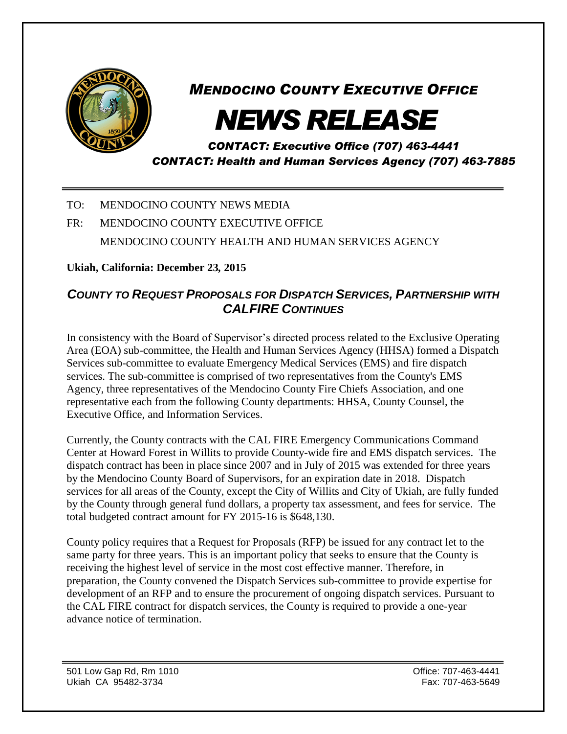# *MENDOCINO COUNTY EXECUTIVE OFFICE*

# *NEWS RELEASE*

*CONTACT: Executive Office (707) 463-4441*
*CONTACT: Health and Human Services Agency (707) 463-7885*

---

TO: MENDOCINO COUNTY NEWS MEDIA

FR: MENDOCINO COUNTY EXECUTIVE OFFICE
MENDOCINO COUNTY HEALTH AND HUMAN SERVICES AGENCY

**Ukiah, California: December 23, 2015**

## *COUNTY TO REQUEST PROPOSALS FOR DISPATCH SERVICES, PARTNERSHIP WITH CALFIRE CONTINUES*

In consistency with the Board of Supervisor's directed process related to the Exclusive Operating Area (EOA) sub-committee, the Health and Human Services Agency (HHSA) formed a Dispatch Services sub-committee to evaluate Emergency Medical Services (EMS) and fire dispatch services. The sub-committee is comprised of two representatives from the County's EMS Agency, three representatives of the Mendocino County Fire Chiefs Association, and one representative each from the following County departments: HHSA, County Counsel, the Executive Office, and Information Services.

Currently, the County contracts with the CAL FIRE Emergency Communications Command Center at Howard Forest in Willits to provide County-wide fire and EMS dispatch services. The dispatch contract has been in place since 2007 and in July of 2015 was extended for three years by the Mendocino County Board of Supervisors, for an expiration date in 2018. Dispatch services for all areas of the County, except the City of Willits and City of Ukiah, are fully funded by the County through general fund dollars, a property tax assessment, and fees for service. The total budgeted contract amount for FY 2015-16 is $648,130.

County policy requires that a Request for Proposals (RFP) be issued for any contract let to the same party for three years. This is an important policy that seeks to ensure that the County is receiving the highest level of service in the most cost effective manner. Therefore, in preparation, the County convened the Dispatch Services sub-committee to provide expertise for development of an RFP and to ensure the procurement of ongoing dispatch services. Pursuant to the CAL FIRE contract for dispatch services, the County is required to provide a one-year advance notice of termination.

---

501 Low Gap Rd, Rm 1010
Ukiah CA 95482-3734

Office: 707-463-4441
Fax: 707-463-5649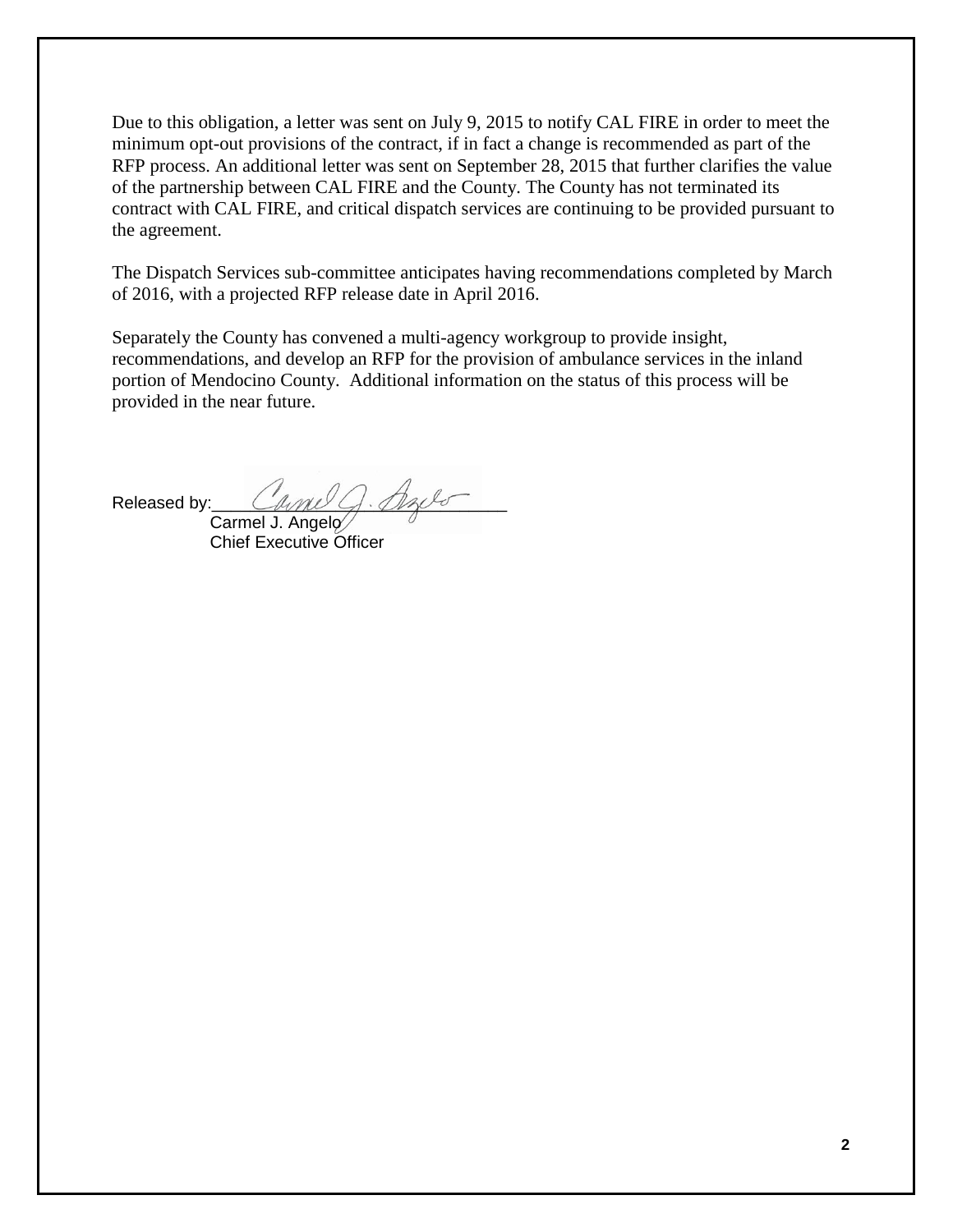Due to this obligation, a letter was sent on July 9, 2015 to notify CAL FIRE in order to meet the minimum opt-out provisions of the contract, if in fact a change is recommended as part of the RFP process. An additional letter was sent on September 28, 2015 that further clarifies the value of the partnership between CAL FIRE and the County. The County has not terminated its contract with CAL FIRE, and critical dispatch services are continuing to be provided pursuant to the agreement.

The Dispatch Services sub-committee anticipates having recommendations completed by March of 2016, with a projected RFP release date in April 2016.

Separately the County has convened a multi-agency workgroup to provide insight, recommendations, and develop an RFP for the provision of ambulance services in the inland portion of Mendocino County. Additional information on the status of this process will be provided in the near future.

Released by:\_\_\_\_\_\_\_\_\_\_\_\_\_\_\_\_\_\_\_\_\_\_\_\_\_\_\_\_

Carmel J. Angelo
Chief Executive Officer